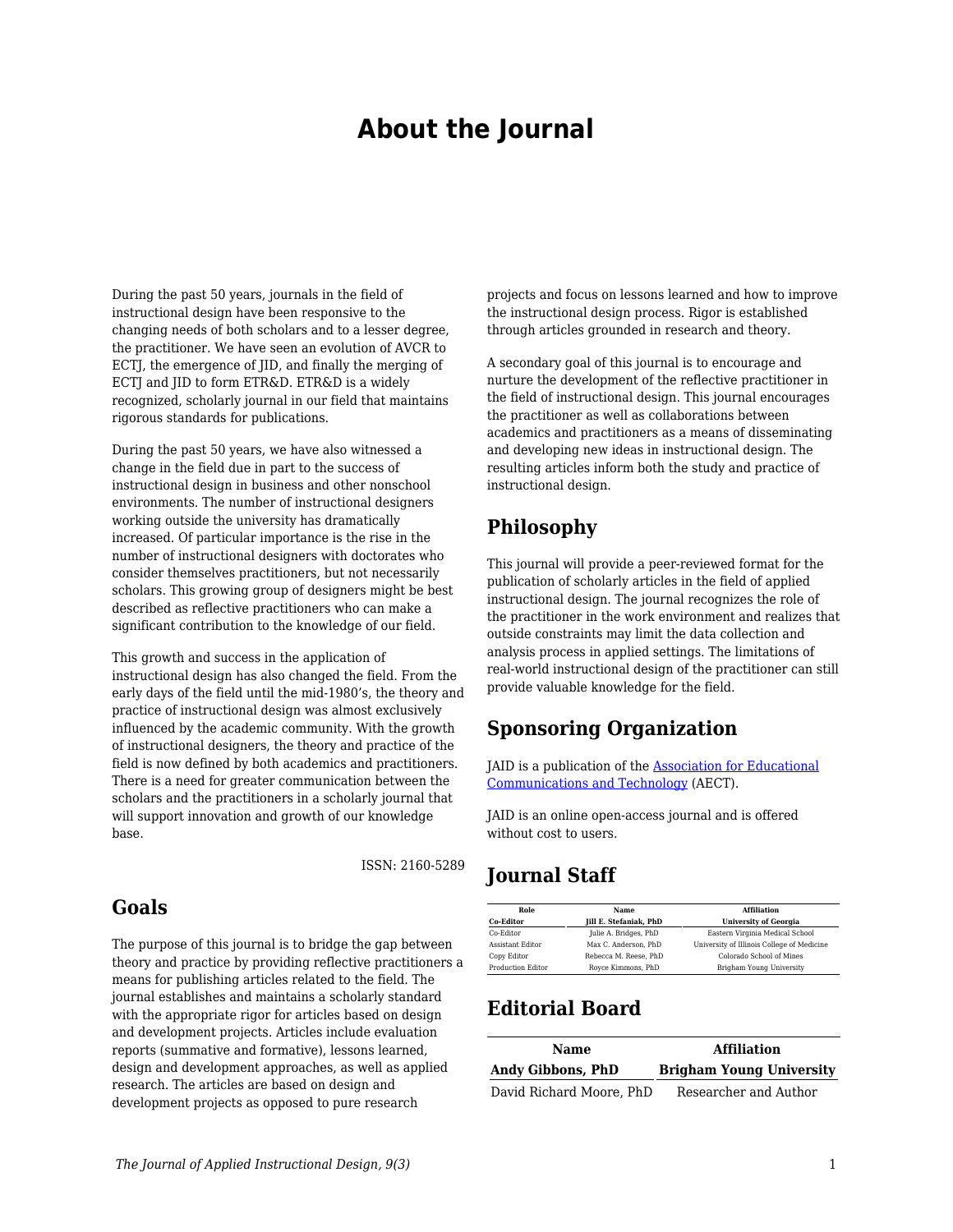# About the Journal

During the past 50 years, journals in the field of instructional design have been responsive to the changing needs of both scholars and to a lesser degree, the practitioner. We have seen an evolution of AVCR to ECTJ, the emergence of JID, and finally the merging of ECTJ and JID to form ETR&D. ETR&D is a widely recognized, scholarly journal in our field that maintains rigorous standards for publications.

During the past 50 years, we have also witnessed a change in the field due in part to the success of instructional design in business and other nonschool environments. The number of instructional designers working outside the university has dramatically increased. Of particular importance is the rise in the number of instructional designers with doctorates who consider themselves practitioners, but not necessarily scholars. This growing group of designers might be best described as reflective practitioners who can make a significant contribution to the knowledge of our field.

This growth and success in the application of instructional design has also changed the field. From the early days of the field until the mid-1980's, the theory and practice of instructional design was almost exclusively influenced by the academic community. With the growth of instructional designers, the theory and practice of the field is now defined by both academics and practitioners. There is a need for greater communication between the scholars and the practitioners in a scholarly journal that will support innovation and growth of our knowledge base.

ISSN: 2160-5289

## Goals

The purpose of this journal is to bridge the gap between theory and practice by providing reflective practitioners a means for publishing articles related to the field. The journal establishes and maintains a scholarly standard with the appropriate rigor for articles based on design and development projects. Articles include evaluation reports (summative and formative), lessons learned, design and development approaches, as well as applied research. The articles are based on design and development projects as opposed to pure research projects and focus on lessons learned and how to improve the instructional design process. Rigor is established through articles grounded in research and theory.

A secondary goal of this journal is to encourage and nurture the development of the reflective practitioner in the field of instructional design. This journal encourages the practitioner as well as collaborations between academics and practitioners as a means of disseminating and developing new ideas in instructional design. The resulting articles inform both the study and practice of instructional design.

## Philosophy

This journal will provide a peer-reviewed format for the publication of scholarly articles in the field of applied instructional design. The journal recognizes the role of the practitioner in the work environment and realizes that outside constraints may limit the data collection and analysis process in applied settings. The limitations of real-world instructional design of the practitioner can still provide valuable knowledge for the field.

## Sponsoring Organization

JAID is a publication of the [Association for Educational Communications and Technology](#) (AECT).

JAID is an online open-access journal and is offered without cost to users.

## Journal Staff

| Role | Name | Affiliation |
|---|---|---|
| **Co-Editor** | **Jill E. Stefaniak, PhD** | **University of Georgia** |
| Co-Editor | Julie A. Bridges, PhD | Eastern Virginia Medical School |
| Assistant Editor | Max C. Anderson, PhD | University of Illinois College of Medicine |
| Copy Editor | Rebecca M. Reese, PhD | Colorado School of Mines |
| Production Editor | Royce Kimmons, PhD | Brigham Young University |

## Editorial Board

| Name | Affiliation |
|---|---|
| **Andy Gibbons, PhD** | **Brigham Young University** |
| David Richard Moore, PhD | Researcher and Author |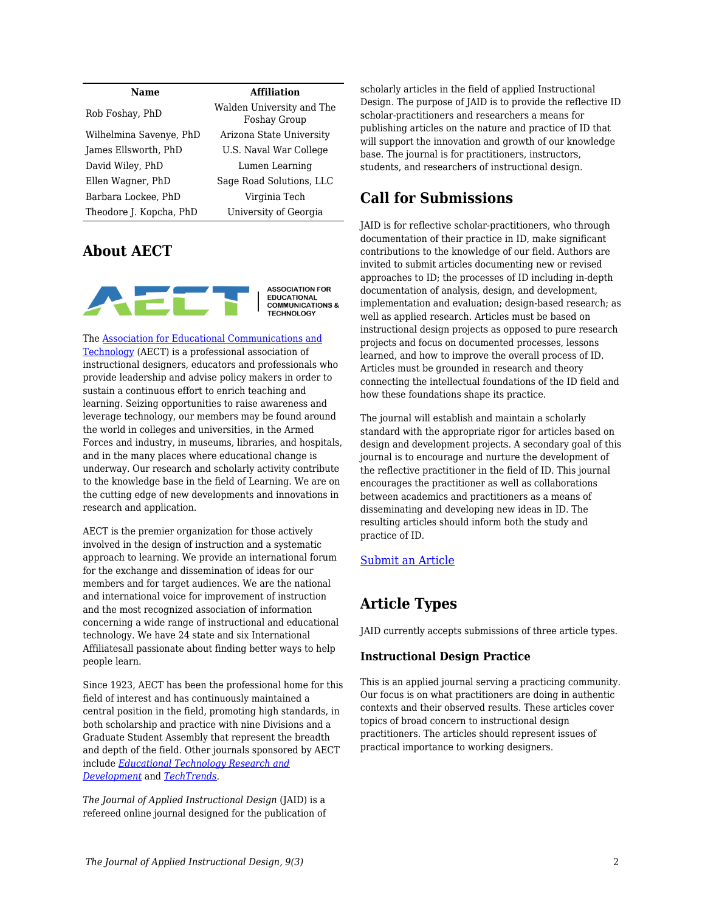| Name | Affiliation |
| --- | --- |
| Rob Foshay, PhD | Walden University and The Foshay Group |
| Wilhelmina Savenye, PhD | Arizona State University |
| James Ellsworth, PhD | U.S. Naval War College |
| David Wiley, PhD | Lumen Learning |
| Ellen Wagner, PhD | Sage Road Solutions, LLC |
| Barbara Lockee, PhD | Virginia Tech |
| Theodore J. Kopcha, PhD | University of Georgia |

## About AECT

The Association for Educational Communications and Technology (AECT) is a professional association of instructional designers, educators and professionals who provide leadership and advise policy makers in order to sustain a continuous effort to enrich teaching and learning. Seizing opportunities to raise awareness and leverage technology, our members may be found around the world in colleges and universities, in the Armed Forces and industry, in museums, libraries, and hospitals, and in the many places where educational change is underway. Our research and scholarly activity contribute to the knowledge base in the field of Learning. We are on the cutting edge of new developments and innovations in research and application.

AECT is the premier organization for those actively involved in the design of instruction and a systematic approach to learning. We provide an international forum for the exchange and dissemination of ideas for our members and for target audiences. We are the national and international voice for improvement of instruction and the most recognized association of information concerning a wide range of instructional and educational technology. We have 24 state and six International Affiliatesall passionate about finding better ways to help people learn.

Since 1923, AECT has been the professional home for this field of interest and has continuously maintained a central position in the field, promoting high standards, in both scholarship and practice with nine Divisions and a Graduate Student Assembly that represent the breadth and depth of the field. Other journals sponsored by AECT include *Educational Technology Research and Development* and *TechTrends*.

*The Journal of Applied Instructional Design* (JAID) is a refereed online journal designed for the publication of scholarly articles in the field of applied Instructional Design. The purpose of JAID is to provide the reflective ID scholar-practitioners and researchers a means for publishing articles on the nature and practice of ID that will support the innovation and growth of our knowledge base. The journal is for practitioners, instructors, students, and researchers of instructional design.

## Call for Submissions

JAID is for reflective scholar-practitioners, who through documentation of their practice in ID, make significant contributions to the knowledge of our field. Authors are invited to submit articles documenting new or revised approaches to ID; the processes of ID including in-depth documentation of analysis, design, and development, implementation and evaluation; design-based research; as well as applied research. Articles must be based on instructional design projects as opposed to pure research projects and focus on documented processes, lessons learned, and how to improve the overall process of ID. Articles must be grounded in research and theory connecting the intellectual foundations of the ID field and how these foundations shape its practice.

The journal will establish and maintain a scholarly standard with the appropriate rigor for articles based on design and development projects. A secondary goal of this journal is to encourage and nurture the development of the reflective practitioner in the field of ID. This journal encourages the practitioner as well as collaborations between academics and practitioners as a means of disseminating and developing new ideas in ID. The resulting articles should inform both the study and practice of ID.

Submit an Article

## Article Types

JAID currently accepts submissions of three article types.

### Instructional Design Practice

This is an applied journal serving a practicing community. Our focus is on what practitioners are doing in authentic contexts and their observed results. These articles cover topics of broad concern to instructional design practitioners. The articles should represent issues of practical importance to working designers.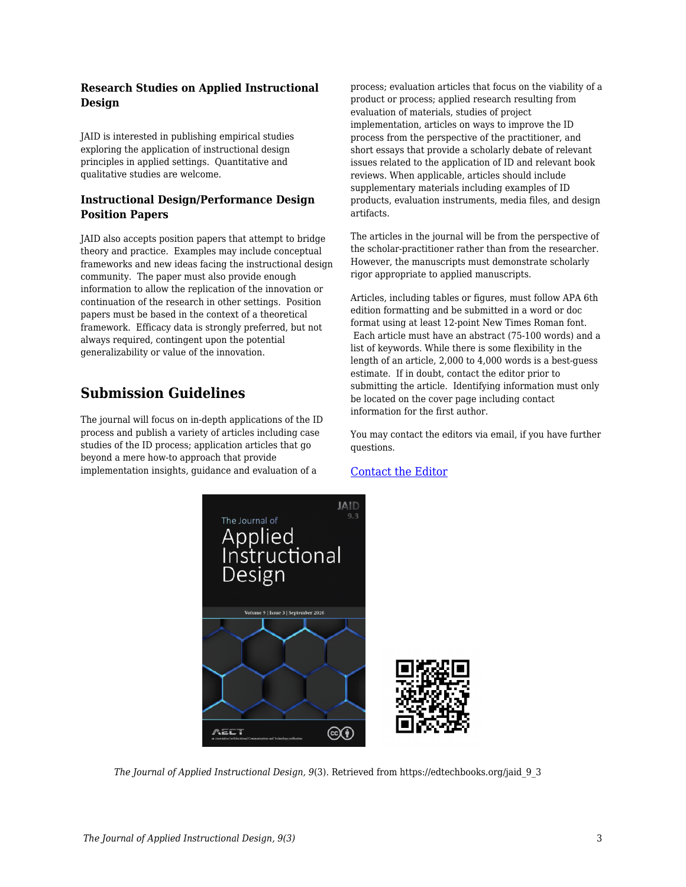### Research Studies on Applied Instructional Design

JAID is interested in publishing empirical studies exploring the application of instructional design principles in applied settings. Quantitative and qualitative studies are welcome.

### Instructional Design/Performance Design Position Papers

JAID also accepts position papers that attempt to bridge theory and practice. Examples may include conceptual frameworks and new ideas facing the instructional design community. The paper must also provide enough information to allow the replication of the innovation or continuation of the research in other settings. Position papers must be based in the context of a theoretical framework. Efficacy data is strongly preferred, but not always required, contingent upon the potential generalizability or value of the innovation.

## Submission Guidelines

The journal will focus on in-depth applications of the ID process and publish a variety of articles including case studies of the ID process; application articles that go beyond a mere how-to approach that provide implementation insights, guidance and evaluation of a process; evaluation articles that focus on the viability of a product or process; applied research resulting from evaluation of materials, studies of project implementation, articles on ways to improve the ID process from the perspective of the practitioner, and short essays that provide a scholarly debate of relevant issues related to the application of ID and relevant book reviews. When applicable, articles should include supplementary materials including examples of ID products, evaluation instruments, media files, and design artifacts.

The articles in the journal will be from the perspective of the scholar-practitioner rather than from the researcher. However, the manuscripts must demonstrate scholarly rigor appropriate to applied manuscripts.

Articles, including tables or figures, must follow APA 6th edition formatting and be submitted in a word or doc format using at least 12-point New Times Roman font. Each article must have an abstract (75-100 words) and a list of keywords. While there is some flexibility in the length of an article, 2,000 to 4,000 words is a best-guess estimate. If in doubt, contact the editor prior to submitting the article. Identifying information must only be located on the cover page including contact information for the first author.

You may contact the editors via email, if you have further questions.

[Contact the Editor]

*The Journal of Applied Instructional Design, 9*(3). Retrieved from https://edtechbooks.org/jaid_9_3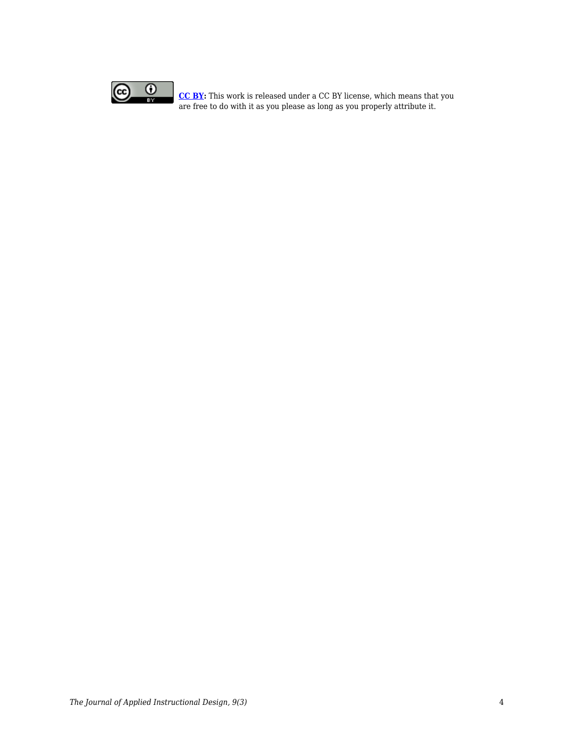**[CC BY](https://creativecommons.org/licenses/by/4.0):** This work is released under a CC BY license, which means that you are free to do with it as you please as long as you properly attribute it.